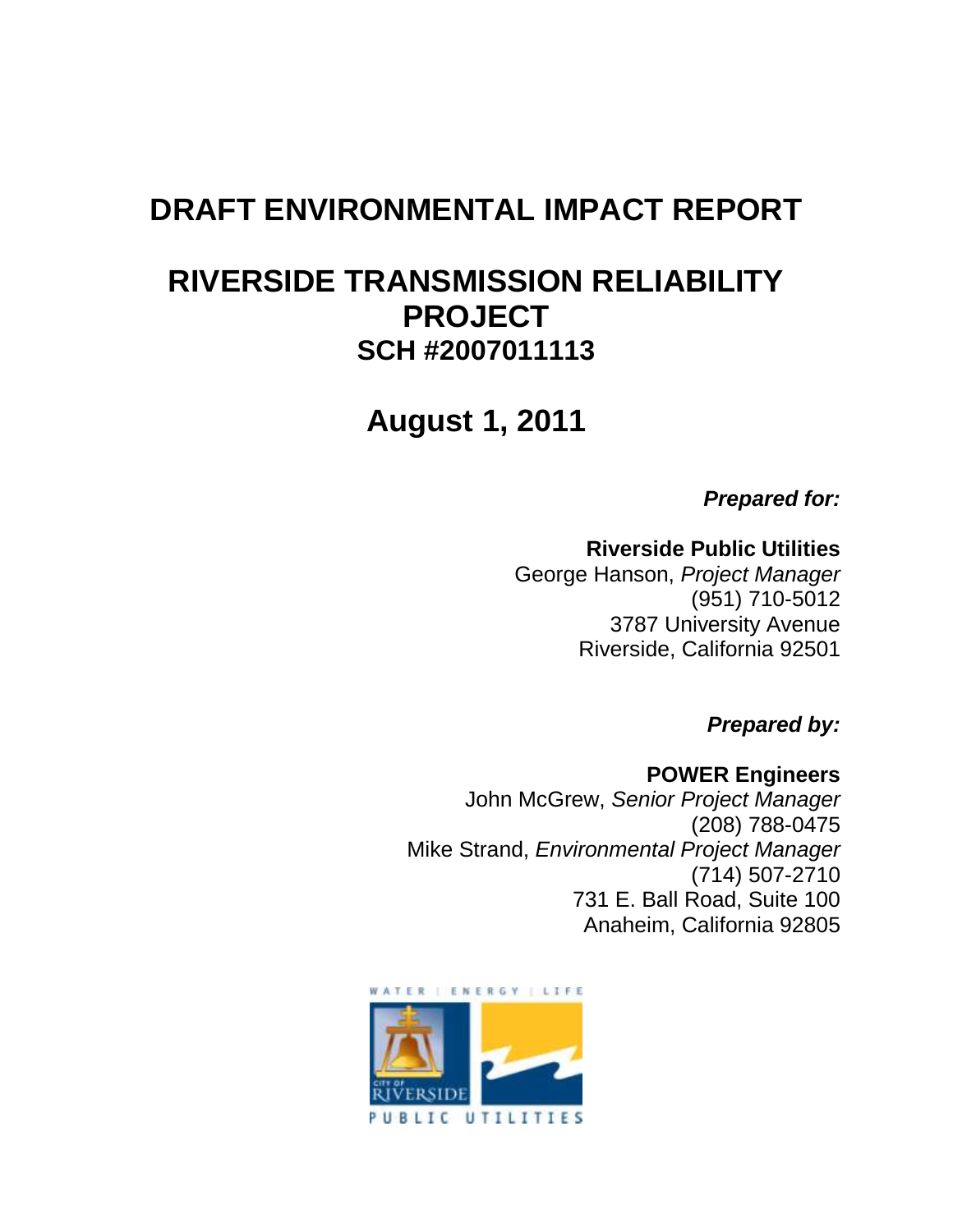# DRAFT ENVIRONMENTAL IMPACT REPORT

# RIVERSIDE TRANSMISSION RELIABILITY PROJECT

## SCH #2007011113

## August 1, 2011

***Prepared for:***

**Riverside Public Utilities**
George Hanson, *Project Manager*
(951) 710-5012
3787 University Avenue
Riverside, California 92501

***Prepared by:***

**POWER Engineers**
John McGrew, *Senior Project Manager*
(208) 788-0475
Mike Strand, *Environmental Project Manager*
(714) 507-2710
731 E. Ball Road, Suite 100
Anaheim, California 92805

WATER | ENERGY | LIFE

CITY OF RIVERSIDE

PUBLIC UTILITIES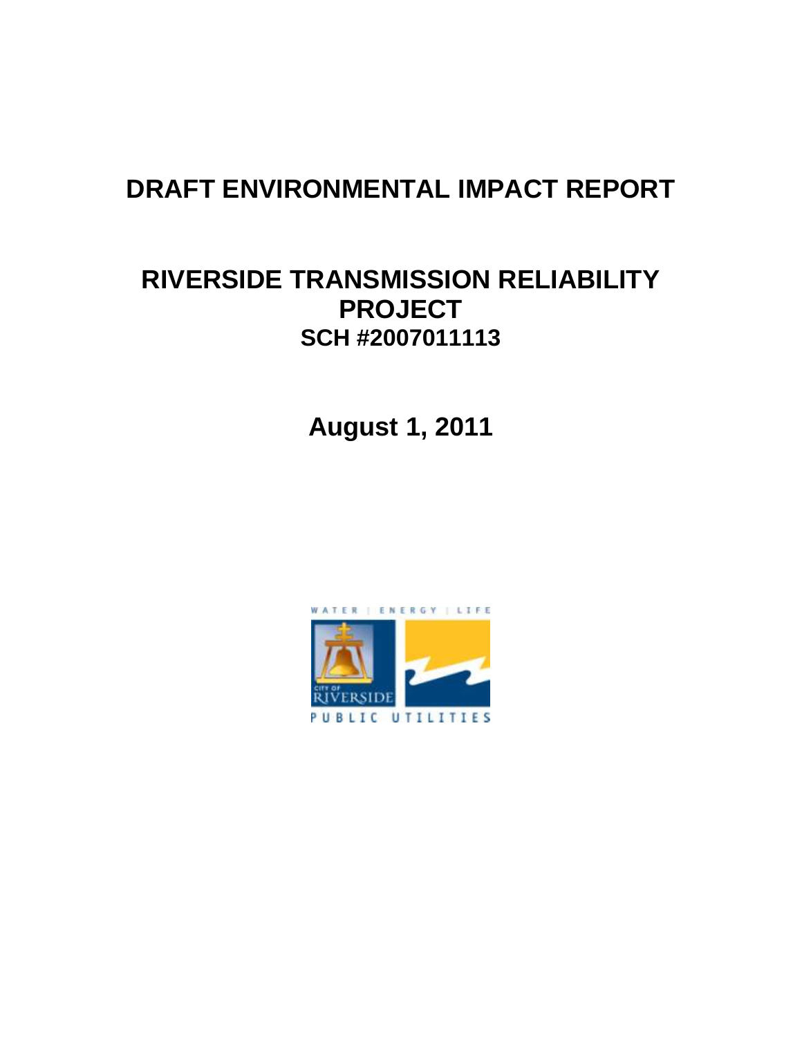# DRAFT ENVIRONMENTAL IMPACT REPORT

## RIVERSIDE TRANSMISSION RELIABILITY PROJECT

**SCH #2007011113**

**August 1, 2011**

WATER | ENERGY | LIFE

CITY OF RIVERSIDE

PUBLIC UTILITIES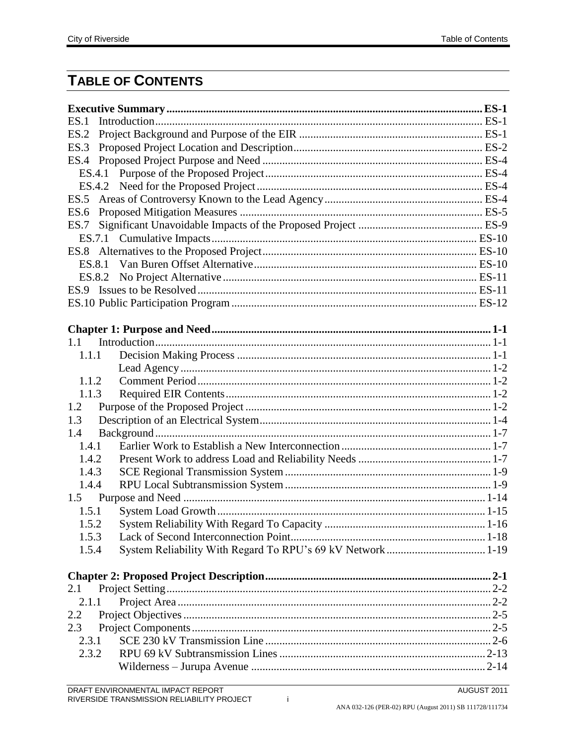# TABLE OF CONTENTS

| | |
|---|---|
| **Executive Summary** | **ES-1** |
| ES.1 Introduction | ES-1 |
| ES.2 Project Background and Purpose of the EIR | ES-1 |
| ES.3 Proposed Project Location and Description | ES-2 |
| ES.4 Proposed Project Purpose and Need | ES-4 |
| ES.4.1 Purpose of the Proposed Project | ES-4 |
| ES.4.2 Need for the Proposed Project | ES-4 |
| ES.5 Areas of Controversy Known to the Lead Agency | ES-4 |
| ES.6 Proposed Mitigation Measures | ES-5 |
| ES.7 Significant Unavoidable Impacts of the Proposed Project | ES-9 |
| ES.7.1 Cumulative Impacts | ES-10 |
| ES.8 Alternatives to the Proposed Project | ES-10 |
| ES.8.1 Van Buren Offset Alternative | ES-10 |
| ES.8.2 No Project Alternative | ES-11 |
| ES.9 Issues to be Resolved | ES-11 |
| ES.10 Public Participation Program | ES-12 |
| | |
| **Chapter 1: Purpose and Need** | **1-1** |
| 1.1 Introduction | 1-1 |
| 1.1.1 Decision Making Process | 1-1 |
| Lead Agency | 1-2 |
| 1.1.2 Comment Period | 1-2 |
| 1.1.3 Required EIR Contents | 1-2 |
| 1.2 Purpose of the Proposed Project | 1-2 |
| 1.3 Description of an Electrical System | 1-4 |
| 1.4 Background | 1-7 |
| 1.4.1 Earlier Work to Establish a New Interconnection | 1-7 |
| 1.4.2 Present Work to address Load and Reliability Needs | 1-7 |
| 1.4.3 SCE Regional Transmission System | 1-9 |
| 1.4.4 RPU Local Subtransmission System | 1-9 |
| 1.5 Purpose and Need | 1-14 |
| 1.5.1 System Load Growth | 1-15 |
| 1.5.2 System Reliability With Regard To Capacity | 1-16 |
| 1.5.3 Lack of Second Interconnection Point | 1-18 |
| 1.5.4 System Reliability With Regard To RPU's 69 kV Network | 1-19 |
| | |
| **Chapter 2: Proposed Project Description** | **2-1** |
| 2.1 Project Setting | 2-2 |
| 2.1.1 Project Area | 2-2 |
| 2.2 Project Objectives | 2-5 |
| 2.3 Project Components | 2-5 |
| 2.3.1 SCE 230 kV Transmission Line | 2-6 |
| 2.3.2 RPU 69 kV Subtransmission Lines | 2-13 |
| Wilderness – Jurupa Avenue | 2-14 |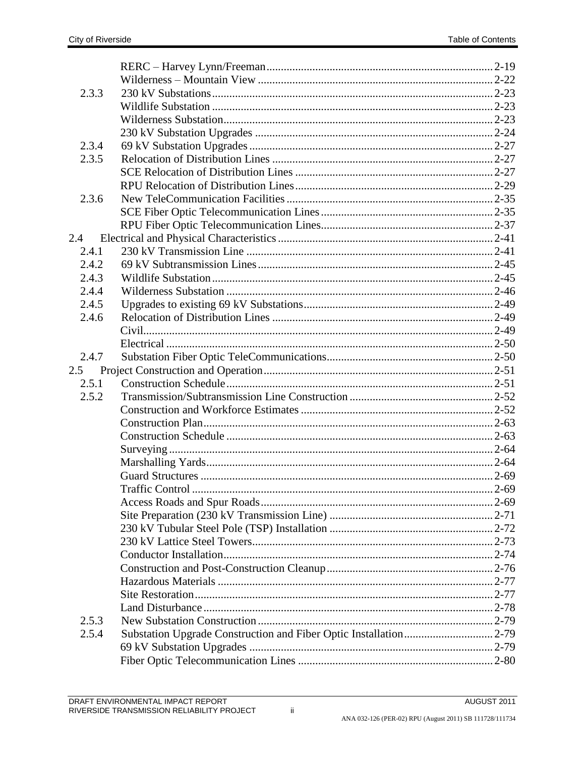| | | |
|---|---|---|
| | RERC – Harvey Lynn/Freeman | 2-19 |
| | Wilderness – Mountain View | 2-22 |
| 2.3.3 | 230 kV Substations | 2-23 |
| | Wildlife Substation | 2-23 |
| | Wilderness Substation | 2-23 |
| | 230 kV Substation Upgrades | 2-24 |
| 2.3.4 | 69 kV Substation Upgrades | 2-27 |
| 2.3.5 | Relocation of Distribution Lines | 2-27 |
| | SCE Relocation of Distribution Lines | 2-27 |
| | RPU Relocation of Distribution Lines | 2-29 |
| 2.3.6 | New TeleCommunication Facilities | 2-35 |
| | SCE Fiber Optic Telecommunication Lines | 2-35 |
| | RPU Fiber Optic Telecommunication Lines | 2-37 |
| 2.4 | Electrical and Physical Characteristics | 2-41 |
| 2.4.1 | 230 kV Transmission Line | 2-41 |
| 2.4.2 | 69 kV Subtransmission Lines | 2-45 |
| 2.4.3 | Wildlife Substation | 2-45 |
| 2.4.4 | Wilderness Substation | 2-46 |
| 2.4.5 | Upgrades to existing 69 kV Substations | 2-49 |
| 2.4.6 | Relocation of Distribution Lines | 2-49 |
| | Civil | 2-49 |
| | Electrical | 2-50 |
| 2.4.7 | Substation Fiber Optic TeleCommunications | 2-50 |
| 2.5 | Project Construction and Operation | 2-51 |
| 2.5.1 | Construction Schedule | 2-51 |
| 2.5.2 | Transmission/Subtransmission Line Construction | 2-52 |
| | Construction and Workforce Estimates | 2-52 |
| | Construction Plan | 2-63 |
| | Construction Schedule | 2-63 |
| | Surveying | 2-64 |
| | Marshalling Yards | 2-64 |
| | Guard Structures | 2-69 |
| | Traffic Control | 2-69 |
| | Access Roads and Spur Roads | 2-69 |
| | Site Preparation (230 kV Transmission Line) | 2-71 |
| | 230 kV Tubular Steel Pole (TSP) Installation | 2-72 |
| | 230 kV Lattice Steel Towers | 2-73 |
| | Conductor Installation | 2-74 |
| | Construction and Post-Construction Cleanup | 2-76 |
| | Hazardous Materials | 2-77 |
| | Site Restoration | 2-77 |
| | Land Disturbance | 2-78 |
| 2.5.3 | New Substation Construction | 2-79 |
| 2.5.4 | Substation Upgrade Construction and Fiber Optic Installation | 2-79 |
| | 69 kV Substation Upgrades | 2-79 |
| | Fiber Optic Telecommunication Lines | 2-80 |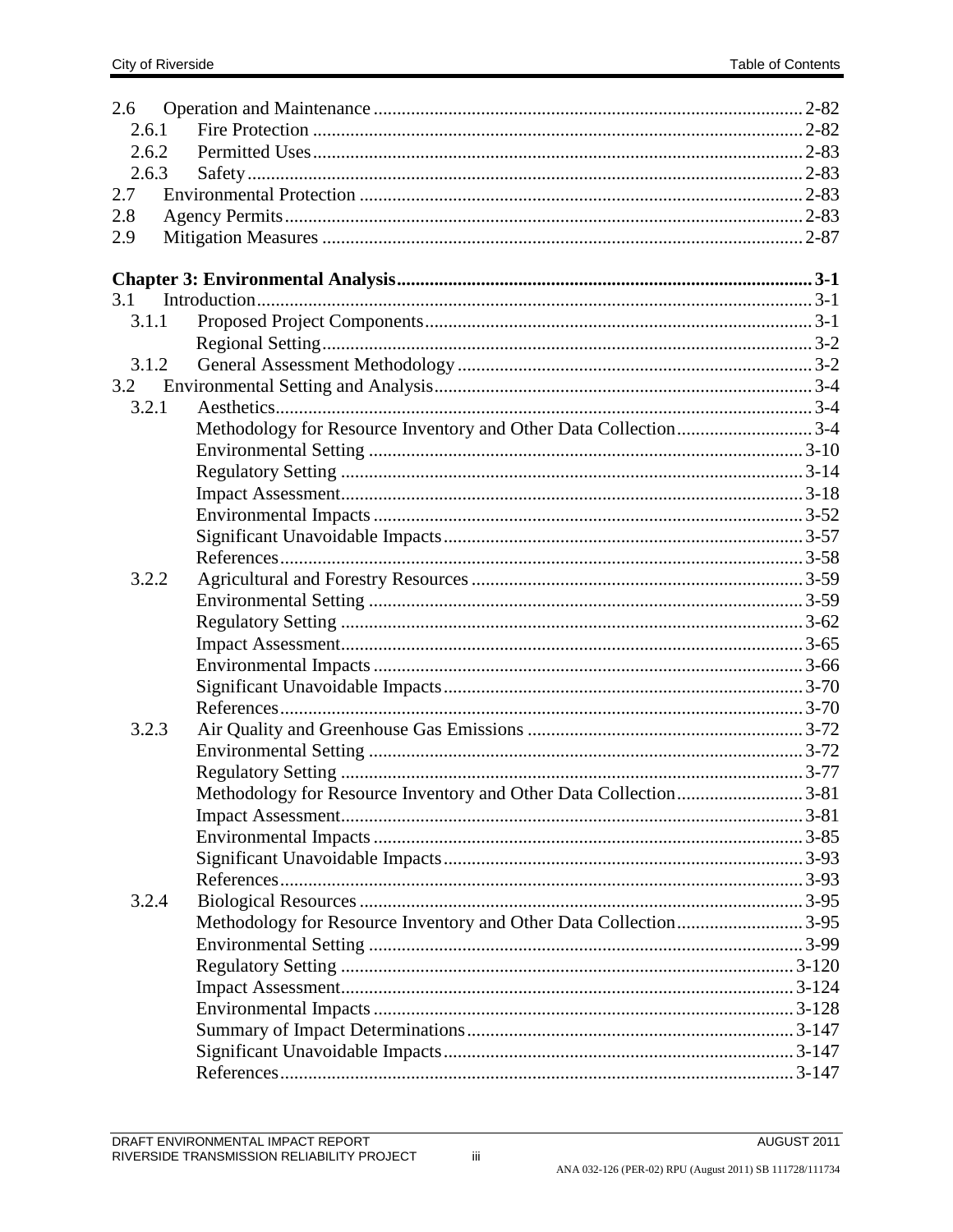2.6 Operation and Maintenance ........................................................................................ 2-82
 2.6.1 Fire Protection ........................................................................................ 2-82
 2.6.2 Permitted Uses ........................................................................................ 2-83
 2.6.3 Safety ........................................................................................ 2-83
2.7 Environmental Protection ........................................................................................ 2-83
2.8 Agency Permits ........................................................................................ 2-83
2.9 Mitigation Measures ........................................................................................ 2-87

**Chapter 3: Environmental Analysis ........................................................................................ 3-1**
3.1 Introduction ........................................................................................ 3-1
 3.1.1 Proposed Project Components ........................................................................................ 3-1
 Regional Setting ........................................................................................ 3-2
 3.1.2 General Assessment Methodology ........................................................................................ 3-2
3.2 Environmental Setting and Analysis ........................................................................................ 3-4
 3.2.1 Aesthetics ........................................................................................ 3-4
 Methodology for Resource Inventory and Other Data Collection ........................ 3-4
 Environmental Setting ........................................................................................ 3-10
 Regulatory Setting ........................................................................................ 3-14
 Impact Assessment ........................................................................................ 3-18
 Environmental Impacts ........................................................................................ 3-52
 Significant Unavoidable Impacts ........................................................................................ 3-57
 References ........................................................................................ 3-58
 3.2.2 Agricultural and Forestry Resources ........................................................................................ 3-59
 Environmental Setting ........................................................................................ 3-59
 Regulatory Setting ........................................................................................ 3-62
 Impact Assessment ........................................................................................ 3-65
 Environmental Impacts ........................................................................................ 3-66
 Significant Unavoidable Impacts ........................................................................................ 3-70
 References ........................................................................................ 3-70
 3.2.3 Air Quality and Greenhouse Gas Emissions ........................................................................................ 3-72
 Environmental Setting ........................................................................................ 3-72
 Regulatory Setting ........................................................................................ 3-77
 Methodology for Resource Inventory and Other Data Collection ........................ 3-81
 Impact Assessment ........................................................................................ 3-81
 Environmental Impacts ........................................................................................ 3-85
 Significant Unavoidable Impacts ........................................................................................ 3-93
 References ........................................................................................ 3-93
 3.2.4 Biological Resources ........................................................................................ 3-95
 Methodology for Resource Inventory and Other Data Collection ........................ 3-95
 Environmental Setting ........................................................................................ 3-99
 Regulatory Setting ........................................................................................ 3-120
 Impact Assessment ........................................................................................ 3-124
 Environmental Impacts ........................................................................................ 3-128
 Summary of Impact Determinations ........................................................................................ 3-147
 Significant Unavoidable Impacts ........................................................................................ 3-147
 References ........................................................................................ 3-147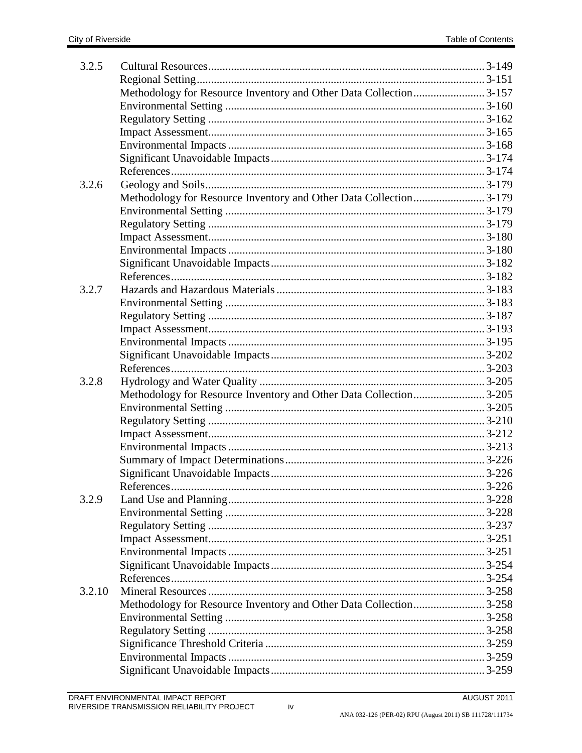| | | |
|---|---|---|
| 3.2.5 | Cultural Resources | 3-149 |
| | Regional Setting | 3-151 |
| | Methodology for Resource Inventory and Other Data Collection | 3-157 |
| | Environmental Setting | 3-160 |
| | Regulatory Setting | 3-162 |
| | Impact Assessment | 3-165 |
| | Environmental Impacts | 3-168 |
| | Significant Unavoidable Impacts | 3-174 |
| | References | 3-174 |
| 3.2.6 | Geology and Soils | 3-179 |
| | Methodology for Resource Inventory and Other Data Collection | 3-179 |
| | Environmental Setting | 3-179 |
| | Regulatory Setting | 3-179 |
| | Impact Assessment | 3-180 |
| | Environmental Impacts | 3-180 |
| | Significant Unavoidable Impacts | 3-182 |
| | References | 3-182 |
| 3.2.7 | Hazards and Hazardous Materials | 3-183 |
| | Environmental Setting | 3-183 |
| | Regulatory Setting | 3-187 |
| | Impact Assessment | 3-193 |
| | Environmental Impacts | 3-195 |
| | Significant Unavoidable Impacts | 3-202 |
| | References | 3-203 |
| 3.2.8 | Hydrology and Water Quality | 3-205 |
| | Methodology for Resource Inventory and Other Data Collection | 3-205 |
| | Environmental Setting | 3-205 |
| | Regulatory Setting | 3-210 |
| | Impact Assessment | 3-212 |
| | Environmental Impacts | 3-213 |
| | Summary of Impact Determinations | 3-226 |
| | Significant Unavoidable Impacts | 3-226 |
| | References | 3-226 |
| 3.2.9 | Land Use and Planning | 3-228 |
| | Environmental Setting | 3-228 |
| | Regulatory Setting | 3-237 |
| | Impact Assessment | 3-251 |
| | Environmental Impacts | 3-251 |
| | Significant Unavoidable Impacts | 3-254 |
| | References | 3-254 |
| 3.2.10 | Mineral Resources | 3-258 |
| | Methodology for Resource Inventory and Other Data Collection | 3-258 |
| | Environmental Setting | 3-258 |
| | Regulatory Setting | 3-258 |
| | Significance Threshold Criteria | 3-259 |
| | Environmental Impacts | 3-259 |
| | Significant Unavoidable Impacts | 3-259 |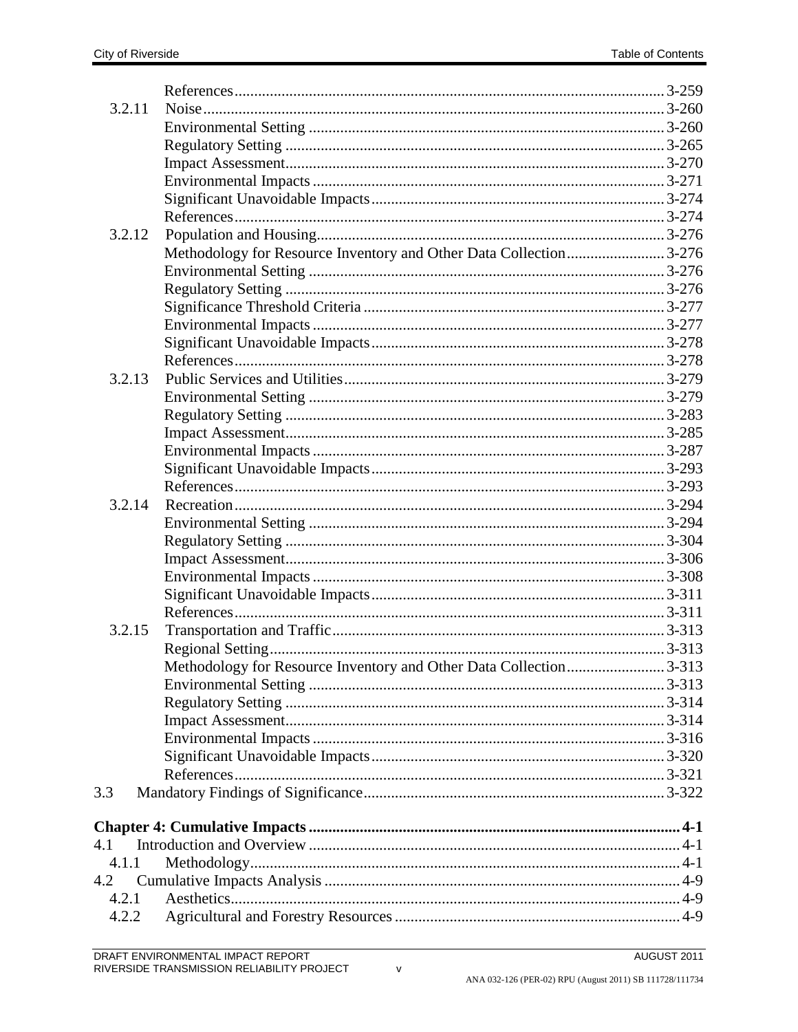| | | |
|---|---|---|
| | References | 3-259 |
| 3.2.11 | Noise | 3-260 |
| | Environmental Setting | 3-260 |
| | Regulatory Setting | 3-265 |
| | Impact Assessment | 3-270 |
| | Environmental Impacts | 3-271 |
| | Significant Unavoidable Impacts | 3-274 |
| | References | 3-274 |
| 3.2.12 | Population and Housing | 3-276 |
| | Methodology for Resource Inventory and Other Data Collection | 3-276 |
| | Environmental Setting | 3-276 |
| | Regulatory Setting | 3-276 |
| | Significance Threshold Criteria | 3-277 |
| | Environmental Impacts | 3-277 |
| | Significant Unavoidable Impacts | 3-278 |
| | References | 3-278 |
| 3.2.13 | Public Services and Utilities | 3-279 |
| | Environmental Setting | 3-279 |
| | Regulatory Setting | 3-283 |
| | Impact Assessment | 3-285 |
| | Environmental Impacts | 3-287 |
| | Significant Unavoidable Impacts | 3-293 |
| | References | 3-293 |
| 3.2.14 | Recreation | 3-294 |
| | Environmental Setting | 3-294 |
| | Regulatory Setting | 3-304 |
| | Impact Assessment | 3-306 |
| | Environmental Impacts | 3-308 |
| | Significant Unavoidable Impacts | 3-311 |
| | References | 3-311 |
| 3.2.15 | Transportation and Traffic | 3-313 |
| | Regional Setting | 3-313 |
| | Methodology for Resource Inventory and Other Data Collection | 3-313 |
| | Environmental Setting | 3-313 |
| | Regulatory Setting | 3-314 |
| | Impact Assessment | 3-314 |
| | Environmental Impacts | 3-316 |
| | Significant Unavoidable Impacts | 3-320 |
| | References | 3-321 |
| 3.3 | Mandatory Findings of Significance | 3-322 |
| | | |
| **Chapter 4: Cumulative Impacts** | | **4-1** |
| 4.1 | Introduction and Overview | 4-1 |
| 4.1.1 | Methodology | 4-1 |
| 4.2 | Cumulative Impacts Analysis | 4-9 |
| 4.2.1 | Aesthetics | 4-9 |
| 4.2.2 | Agricultural and Forestry Resources | 4-9 |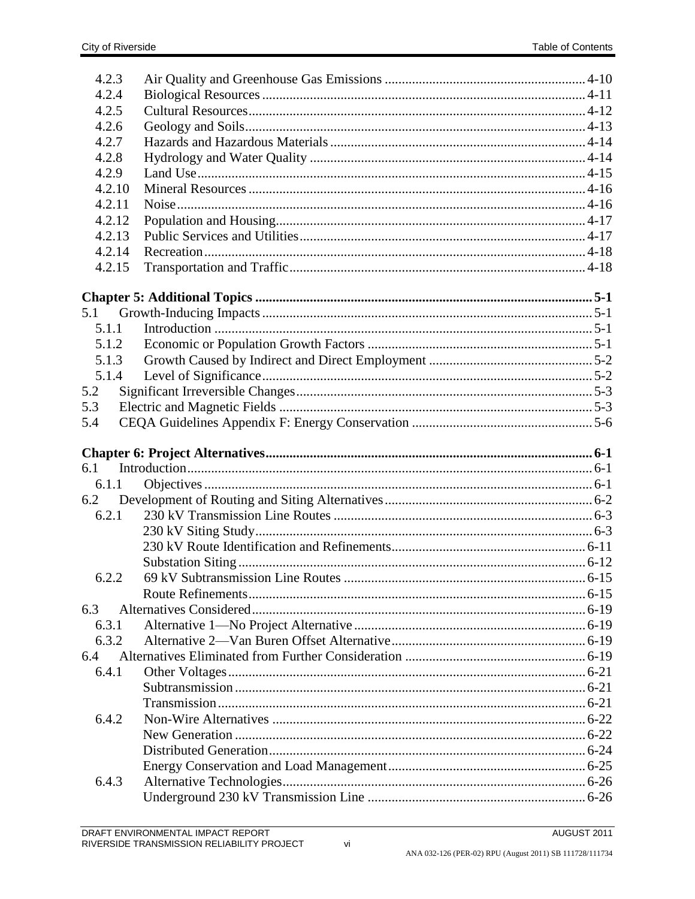| | | |
|---|---|---|
| 4.2.3 | Air Quality and Greenhouse Gas Emissions | 4-10 |
| 4.2.4 | Biological Resources | 4-11 |
| 4.2.5 | Cultural Resources | 4-12 |
| 4.2.6 | Geology and Soils | 4-13 |
| 4.2.7 | Hazards and Hazardous Materials | 4-14 |
| 4.2.8 | Hydrology and Water Quality | 4-14 |
| 4.2.9 | Land Use | 4-15 |
| 4.2.10 | Mineral Resources | 4-16 |
| 4.2.11 | Noise | 4-16 |
| 4.2.12 | Population and Housing | 4-17 |
| 4.2.13 | Public Services and Utilities | 4-17 |
| 4.2.14 | Recreation | 4-18 |
| 4.2.15 | Transportation and Traffic | 4-18 |

**Chapter 5: Additional Topics** ..... **5-1**

| | | |
|---|---|---|
| 5.1 | Growth-Inducing Impacts | 5-1 |
| 5.1.1 | Introduction | 5-1 |
| 5.1.2 | Economic or Population Growth Factors | 5-1 |
| 5.1.3 | Growth Caused by Indirect and Direct Employment | 5-2 |
| 5.1.4 | Level of Significance | 5-2 |
| 5.2 | Significant Irreversible Changes | 5-3 |
| 5.3 | Electric and Magnetic Fields | 5-3 |
| 5.4 | CEQA Guidelines Appendix F: Energy Conservation | 5-6 |

**Chapter 6: Project Alternatives** ..... **6-1**

| | | |
|---|---|---|
| 6.1 | Introduction | 6-1 |
| 6.1.1 | Objectives | 6-1 |
| 6.2 | Development of Routing and Siting Alternatives | 6-2 |
| 6.2.1 | 230 kV Transmission Line Routes | 6-3 |
| | 230 kV Siting Study | 6-3 |
| | 230 kV Route Identification and Refinements | 6-11 |
| | Substation Siting | 6-12 |
| 6.2.2 | 69 kV Subtransmission Line Routes | 6-15 |
| | Route Refinements | 6-15 |
| 6.3 | Alternatives Considered | 6-19 |
| 6.3.1 | Alternative 1—No Project Alternative | 6-19 |
| 6.3.2 | Alternative 2—Van Buren Offset Alternative | 6-19 |
| 6.4 | Alternatives Eliminated from Further Consideration | 6-19 |
| 6.4.1 | Other Voltages | 6-21 |
| | Subtransmission | 6-21 |
| | Transmission | 6-21 |
| 6.4.2 | Non-Wire Alternatives | 6-22 |
| | New Generation | 6-22 |
| | Distributed Generation | 6-24 |
| | Energy Conservation and Load Management | 6-25 |
| 6.4.3 | Alternative Technologies | 6-26 |
| | Underground 230 kV Transmission Line | 6-26 |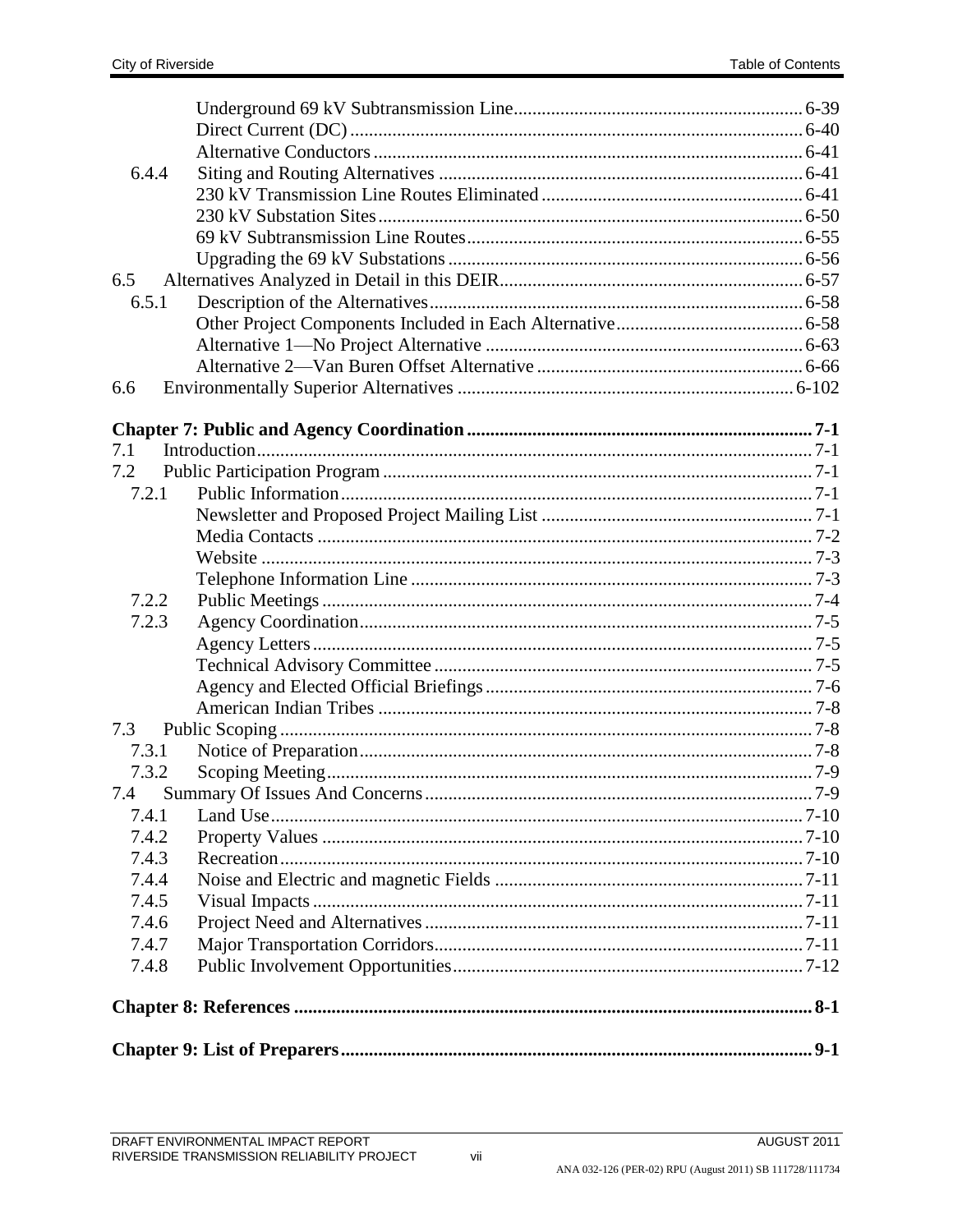Underground 69 kV Subtransmission Line ........ 6-39
Direct Current (DC) ........ 6-40
Alternative Conductors ........ 6-41

6.4.4 Siting and Routing Alternatives ........ 6-41
230 kV Transmission Line Routes Eliminated ........ 6-41
230 kV Substation Sites ........ 6-50
69 kV Subtransmission Line Routes ........ 6-55
Upgrading the 69 kV Substations ........ 6-56

6.5 Alternatives Analyzed in Detail in this DEIR ........ 6-57

6.5.1 Description of the Alternatives ........ 6-58
Other Project Components Included in Each Alternative ........ 6-58
Alternative 1—No Project Alternative ........ 6-63
Alternative 2—Van Buren Offset Alternative ........ 6-66

6.6 Environmentally Superior Alternatives ........ 6-102

**Chapter 7: Public and Agency Coordination ........ 7-1**

7.1 Introduction ........ 7-1

7.2 Public Participation Program ........ 7-1

7.2.1 Public Information ........ 7-1
Newsletter and Proposed Project Mailing List ........ 7-1
Media Contacts ........ 7-2
Website ........ 7-3
Telephone Information Line ........ 7-3

7.2.2 Public Meetings ........ 7-4

7.2.3 Agency Coordination ........ 7-5
Agency Letters ........ 7-5
Technical Advisory Committee ........ 7-5
Agency and Elected Official Briefings ........ 7-6
American Indian Tribes ........ 7-8

7.3 Public Scoping ........ 7-8

7.3.1 Notice of Preparation ........ 7-8

7.3.2 Scoping Meeting ........ 7-9

7.4 Summary Of Issues And Concerns ........ 7-9

7.4.1 Land Use ........ 7-10

7.4.2 Property Values ........ 7-10

7.4.3 Recreation ........ 7-10

7.4.4 Noise and Electric and magnetic Fields ........ 7-11

7.4.5 Visual Impacts ........ 7-11

7.4.6 Project Need and Alternatives ........ 7-11

7.4.7 Major Transportation Corridors ........ 7-11

7.4.8 Public Involvement Opportunities ........ 7-12

**Chapter 8: References ........ 8-1**

**Chapter 9: List of Preparers ........ 9-1**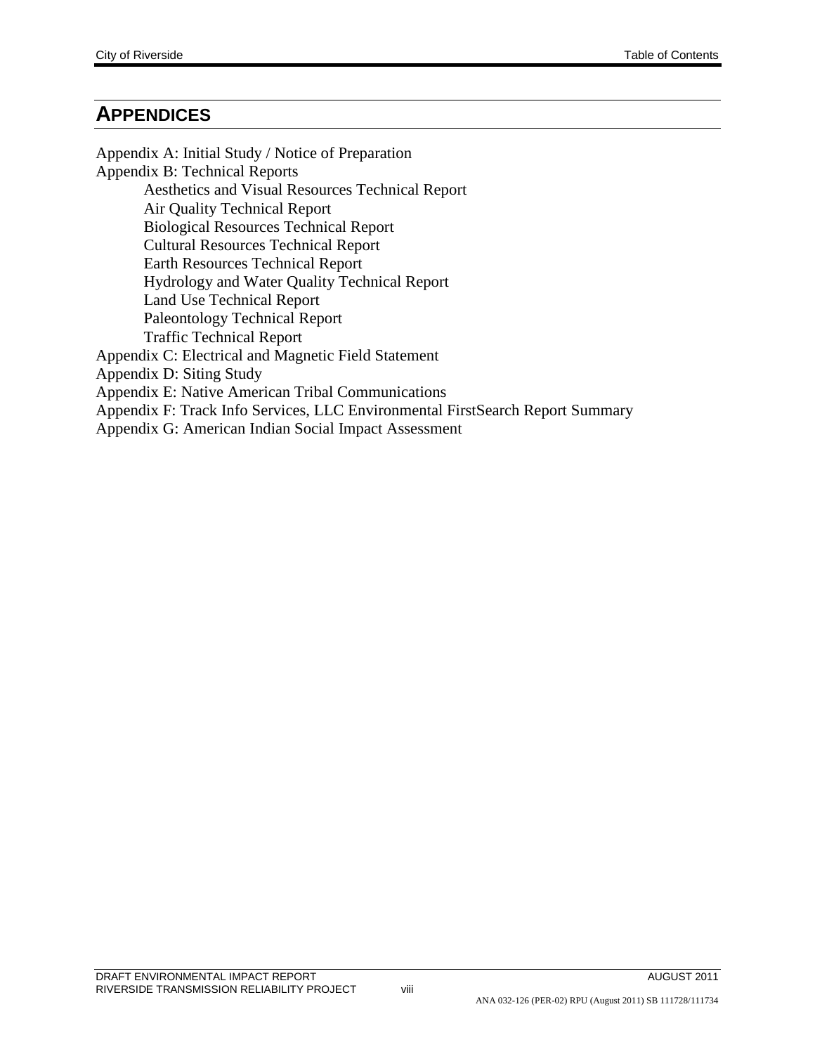## APPENDICES

Appendix A: Initial Study / Notice of Preparation

Appendix B: Technical Reports

- Aesthetics and Visual Resources Technical Report
- Air Quality Technical Report
- Biological Resources Technical Report
- Cultural Resources Technical Report
- Earth Resources Technical Report
- Hydrology and Water Quality Technical Report
- Land Use Technical Report
- Paleontology Technical Report
- Traffic Technical Report

Appendix C: Electrical and Magnetic Field Statement

Appendix D: Siting Study

Appendix E: Native American Tribal Communications

Appendix F: Track Info Services, LLC Environmental FirstSearch Report Summary

Appendix G: American Indian Social Impact Assessment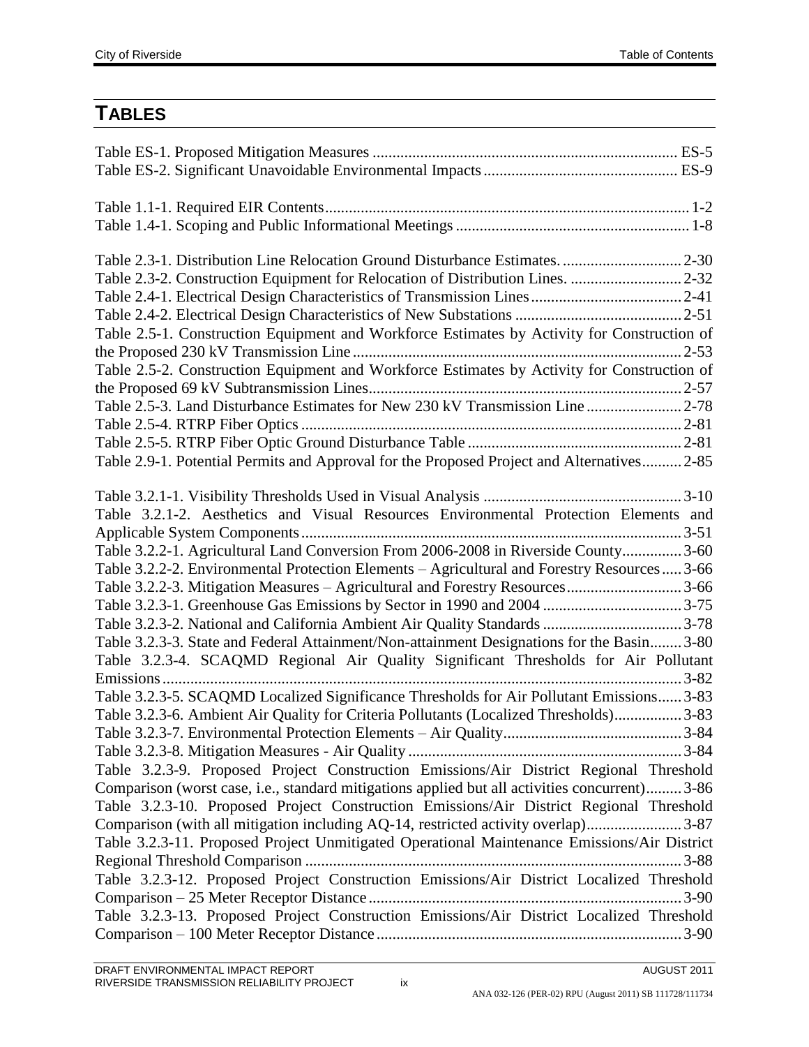## TABLES

Table ES-1. Proposed Mitigation Measures ............................................................................ ES-5
Table ES-2. Significant Unavoidable Environmental Impacts ................................................. ES-9

Table 1.1-1. Required EIR Contents .......................................................................................... 1-2
Table 1.4-1. Scoping and Public Informational Meetings .......................................................... 1-8

Table 2.3-1. Distribution Line Relocation Ground Disturbance Estimates. .............................. 2-30
Table 2.3-2. Construction Equipment for Relocation of Distribution Lines. ............................ 2-32
Table 2.4-1. Electrical Design Characteristics of Transmission Lines ...................................... 2-41
Table 2.4-2. Electrical Design Characteristics of New Substations ......................................... 2-51
Table 2.5-1. Construction Equipment and Workforce Estimates by Activity for Construction of the Proposed 230 kV Transmission Line ................................................................................ 2-53
Table 2.5-2. Construction Equipment and Workforce Estimates by Activity for Construction of the Proposed 69 kV Subtransmission Lines ............................................................................. 2-57
Table 2.5-3. Land Disturbance Estimates for New 230 kV Transmission Line ........................ 2-78
Table 2.5-4. RTRP Fiber Optics ............................................................................................... 2-81
Table 2.5-5. RTRP Fiber Optic Ground Disturbance Table ..................................................... 2-81
Table 2.9-1. Potential Permits and Approval for the Proposed Project and Alternatives .......... 2-85

Table 3.2.1-1. Visibility Thresholds Used in Visual Analysis ................................................. 3-10
Table 3.2.1-2. Aesthetics and Visual Resources Environmental Protection Elements and Applicable System Components ............................................................................................... 3-51
Table 3.2.2-1. Agricultural Land Conversion From 2006-2008 in Riverside County ............... 3-60
Table 3.2.2-2. Environmental Protection Elements – Agricultural and Forestry Resources ..... 3-66
Table 3.2.2-3. Mitigation Measures – Agricultural and Forestry Resources ............................ 3-66
Table 3.2.3-1. Greenhouse Gas Emissions by Sector in 1990 and 2004 .................................. 3-75
Table 3.2.3-2. National and California Ambient Air Quality Standards .................................. 3-78
Table 3.2.3-3. State and Federal Attainment/Non-attainment Designations for the Basin ........ 3-80
Table 3.2.3-4. SCAQMD Regional Air Quality Significant Thresholds for Air Pollutant Emissions .................................................................................................................................. 3-82
Table 3.2.3-5. SCAQMD Localized Significance Thresholds for Air Pollutant Emissions ...... 3-83
Table 3.2.3-6. Ambient Air Quality for Criteria Pollutants (Localized Thresholds) ................ 3-83
Table 3.2.3-7. Environmental Protection Elements – Air Quality ............................................ 3-84
Table 3.2.3-8. Mitigation Measures - Air Quality .................................................................... 3-84
Table 3.2.3-9. Proposed Project Construction Emissions/Air District Regional Threshold Comparison (worst case, i.e., standard mitigations applied but all activities concurrent) ......... 3-86
Table 3.2.3-10. Proposed Project Construction Emissions/Air District Regional Threshold Comparison (with all mitigation including AQ-14, restricted activity overlap) ........................ 3-87
Table 3.2.3-11. Proposed Project Unmitigated Operational Maintenance Emissions/Air District Regional Threshold Comparison .............................................................................................. 3-88
Table 3.2.3-12. Proposed Project Construction Emissions/Air District Localized Threshold Comparison – 25 Meter Receptor Distance .............................................................................. 3-90
Table 3.2.3-13. Proposed Project Construction Emissions/Air District Localized Threshold Comparison – 100 Meter Receptor Distance ............................................................................ 3-90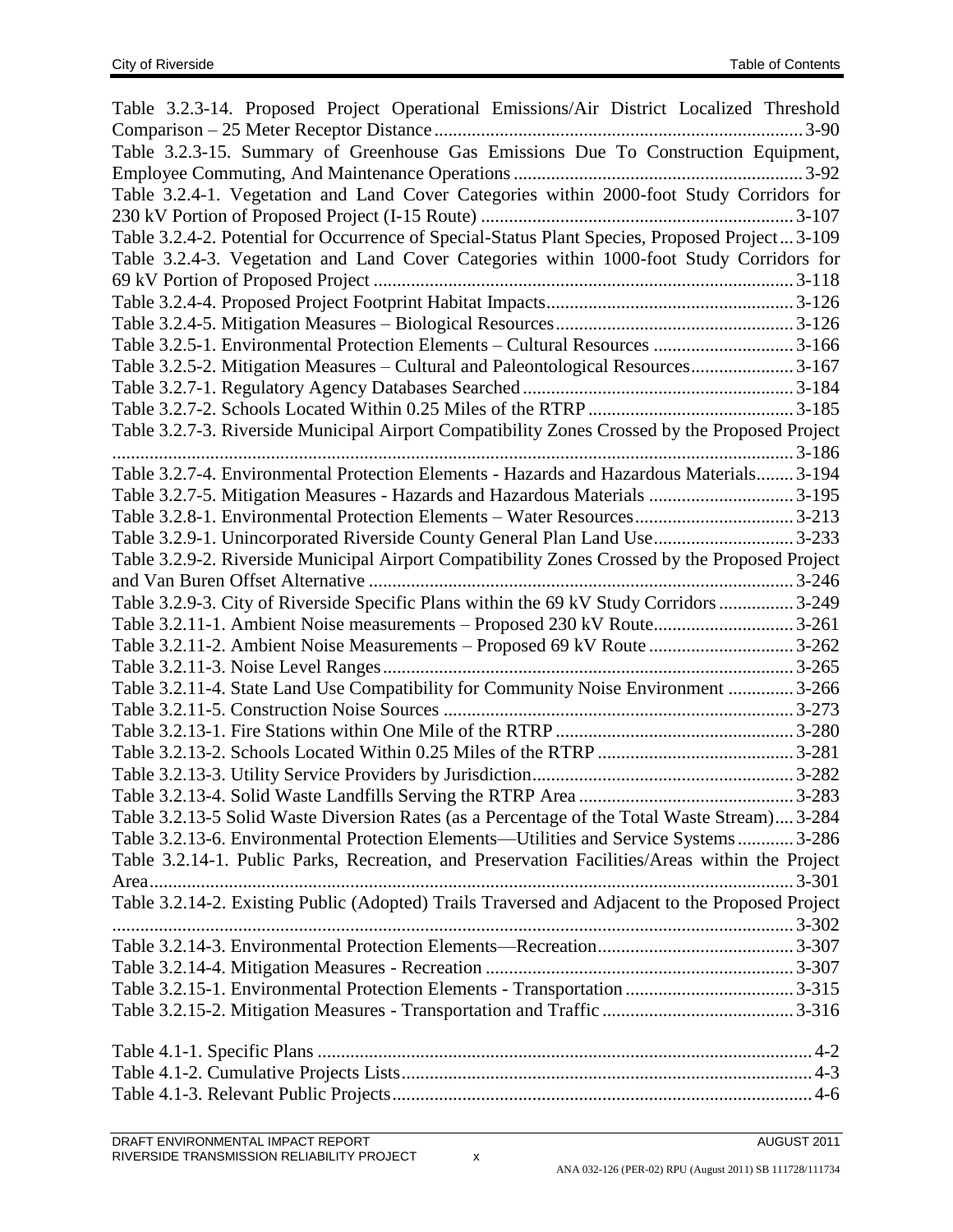Table 3.2.3-14. Proposed Project Operational Emissions/Air District Localized Threshold Comparison – 25 Meter Receptor Distance ........ 3-90
Table 3.2.3-15. Summary of Greenhouse Gas Emissions Due To Construction Equipment, Employee Commuting, And Maintenance Operations ........ 3-92
Table 3.2.4-1. Vegetation and Land Cover Categories within 2000-foot Study Corridors for 230 kV Portion of Proposed Project (I-15 Route) ........ 3-107
Table 3.2.4-2. Potential for Occurrence of Special-Status Plant Species, Proposed Project ... 3-109
Table 3.2.4-3. Vegetation and Land Cover Categories within 1000-foot Study Corridors for 69 kV Portion of Proposed Project ........ 3-118
Table 3.2.4-4. Proposed Project Footprint Habitat Impacts ........ 3-126
Table 3.2.4-5. Mitigation Measures – Biological Resources ........ 3-126
Table 3.2.5-1. Environmental Protection Elements – Cultural Resources ........ 3-166
Table 3.2.5-2. Mitigation Measures – Cultural and Paleontological Resources ........ 3-167
Table 3.2.7-1. Regulatory Agency Databases Searched ........ 3-184
Table 3.2.7-2. Schools Located Within 0.25 Miles of the RTRP ........ 3-185
Table 3.2.7-3. Riverside Municipal Airport Compatibility Zones Crossed by the Proposed Project ........ 3-186
Table 3.2.7-4. Environmental Protection Elements - Hazards and Hazardous Materials ........ 3-194
Table 3.2.7-5. Mitigation Measures - Hazards and Hazardous Materials ........ 3-195
Table 3.2.8-1. Environmental Protection Elements – Water Resources ........ 3-213
Table 3.2.9-1. Unincorporated Riverside County General Plan Land Use ........ 3-233
Table 3.2.9-2. Riverside Municipal Airport Compatibility Zones Crossed by the Proposed Project and Van Buren Offset Alternative ........ 3-246
Table 3.2.9-3. City of Riverside Specific Plans within the 69 kV Study Corridors ........ 3-249
Table 3.2.11-1. Ambient Noise measurements – Proposed 230 kV Route ........ 3-261
Table 3.2.11-2. Ambient Noise Measurements – Proposed 69 kV Route ........ 3-262
Table 3.2.11-3. Noise Level Ranges ........ 3-265
Table 3.2.11-4. State Land Use Compatibility for Community Noise Environment ........ 3-266
Table 3.2.11-5. Construction Noise Sources ........ 3-273
Table 3.2.13-1. Fire Stations within One Mile of the RTRP ........ 3-280
Table 3.2.13-2. Schools Located Within 0.25 Miles of the RTRP ........ 3-281
Table 3.2.13-3. Utility Service Providers by Jurisdiction ........ 3-282
Table 3.2.13-4. Solid Waste Landfills Serving the RTRP Area ........ 3-283
Table 3.2.13-5 Solid Waste Diversion Rates (as a Percentage of the Total Waste Stream) .... 3-284
Table 3.2.13-6. Environmental Protection Elements—Utilities and Service Systems ........ 3-286
Table 3.2.14-1. Public Parks, Recreation, and Preservation Facilities/Areas within the Project Area ........ 3-301
Table 3.2.14-2. Existing Public (Adopted) Trails Traversed and Adjacent to the Proposed Project ........ 3-302
Table 3.2.14-3. Environmental Protection Elements—Recreation ........ 3-307
Table 3.2.14-4. Mitigation Measures - Recreation ........ 3-307
Table 3.2.15-1. Environmental Protection Elements - Transportation ........ 3-315
Table 3.2.15-2. Mitigation Measures - Transportation and Traffic ........ 3-316

Table 4.1-1. Specific Plans ........ 4-2
Table 4.1-2. Cumulative Projects Lists ........ 4-3
Table 4.1-3. Relevant Public Projects ........ 4-6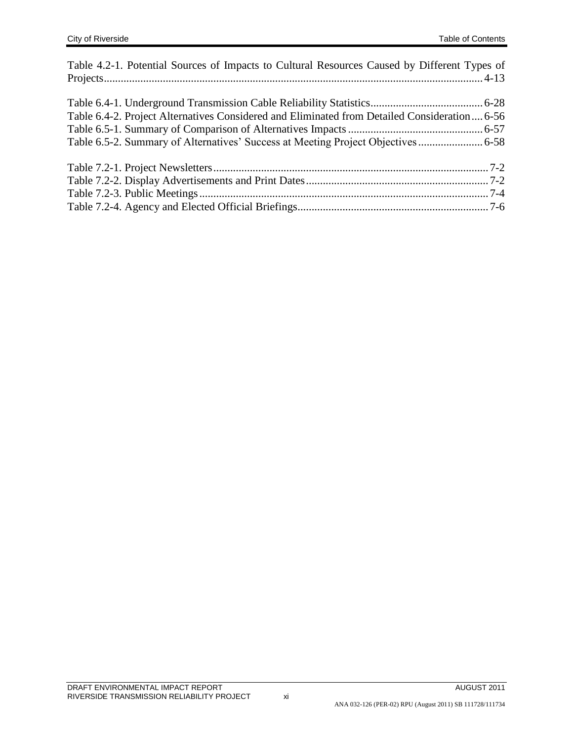Table 4.2-1. Potential Sources of Impacts to Cultural Resources Caused by Different Types of Projects....................................................................................................................................... 4-13

Table 6.4-1. Underground Transmission Cable Reliability Statistics........................................ 6-28
Table 6.4-2. Project Alternatives Considered and Eliminated from Detailed Consideration.... 6-56
Table 6.5-1. Summary of Comparison of Alternatives Impacts ................................................ 6-57
Table 6.5-2. Summary of Alternatives' Success at Meeting Project Objectives....................... 6-58

Table 7.2-1. Project Newsletters................................................................................................. 7-2
Table 7.2-2. Display Advertisements and Print Dates................................................................ 7-2
Table 7.2-3. Public Meetings...................................................................................................... 7-4
Table 7.2-4. Agency and Elected Official Briefings................................................................... 7-6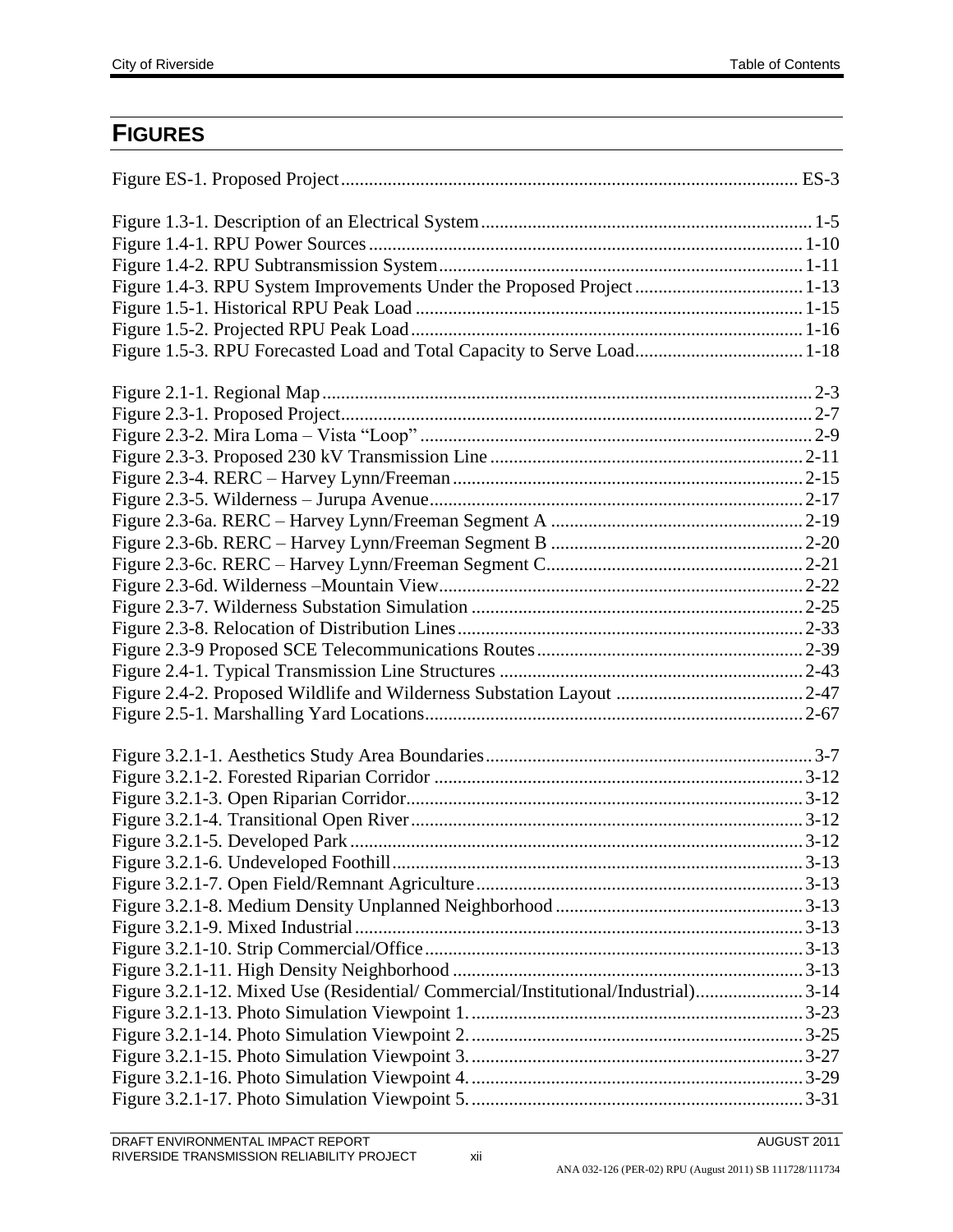## FIGURES

Figure ES-1. Proposed Project ES-3

Figure 1.3-1. Description of an Electrical System 1-5
Figure 1.4-1. RPU Power Sources 1-10
Figure 1.4-2. RPU Subtransmission System 1-11
Figure 1.4-3. RPU System Improvements Under the Proposed Project 1-13
Figure 1.5-1. Historical RPU Peak Load 1-15
Figure 1.5-2. Projected RPU Peak Load 1-16
Figure 1.5-3. RPU Forecasted Load and Total Capacity to Serve Load 1-18

Figure 2.1-1. Regional Map 2-3
Figure 2.3-1. Proposed Project 2-7
Figure 2.3-2. Mira Loma – Vista "Loop" 2-9
Figure 2.3-3. Proposed 230 kV Transmission Line 2-11
Figure 2.3-4. RERC – Harvey Lynn/Freeman 2-15
Figure 2.3-5. Wilderness – Jurupa Avenue 2-17
Figure 2.3-6a. RERC – Harvey Lynn/Freeman Segment A 2-19
Figure 2.3-6b. RERC – Harvey Lynn/Freeman Segment B 2-20
Figure 2.3-6c. RERC – Harvey Lynn/Freeman Segment C 2-21
Figure 2.3-6d. Wilderness –Mountain View 2-22
Figure 2.3-7. Wilderness Substation Simulation 2-25
Figure 2.3-8. Relocation of Distribution Lines 2-33
Figure 2.3-9 Proposed SCE Telecommunications Routes 2-39
Figure 2.4-1. Typical Transmission Line Structures 2-43
Figure 2.4-2. Proposed Wildlife and Wilderness Substation Layout 2-47
Figure 2.5-1. Marshalling Yard Locations 2-67

Figure 3.2.1-1. Aesthetics Study Area Boundaries 3-7
Figure 3.2.1-2. Forested Riparian Corridor 3-12
Figure 3.2.1-3. Open Riparian Corridor 3-12
Figure 3.2.1-4. Transitional Open River 3-12
Figure 3.2.1-5. Developed Park 3-12
Figure 3.2.1-6. Undeveloped Foothill 3-13
Figure 3.2.1-7. Open Field/Remnant Agriculture 3-13
Figure 3.2.1-8. Medium Density Unplanned Neighborhood 3-13
Figure 3.2.1-9. Mixed Industrial 3-13
Figure 3.2.1-10. Strip Commercial/Office 3-13
Figure 3.2.1-11. High Density Neighborhood 3-13
Figure 3.2.1-12. Mixed Use (Residential/ Commercial/Institutional/Industrial) 3-14
Figure 3.2.1-13. Photo Simulation Viewpoint 1. 3-23
Figure 3.2.1-14. Photo Simulation Viewpoint 2. 3-25
Figure 3.2.1-15. Photo Simulation Viewpoint 3. 3-27
Figure 3.2.1-16. Photo Simulation Viewpoint 4. 3-29
Figure 3.2.1-17. Photo Simulation Viewpoint 5. 3-31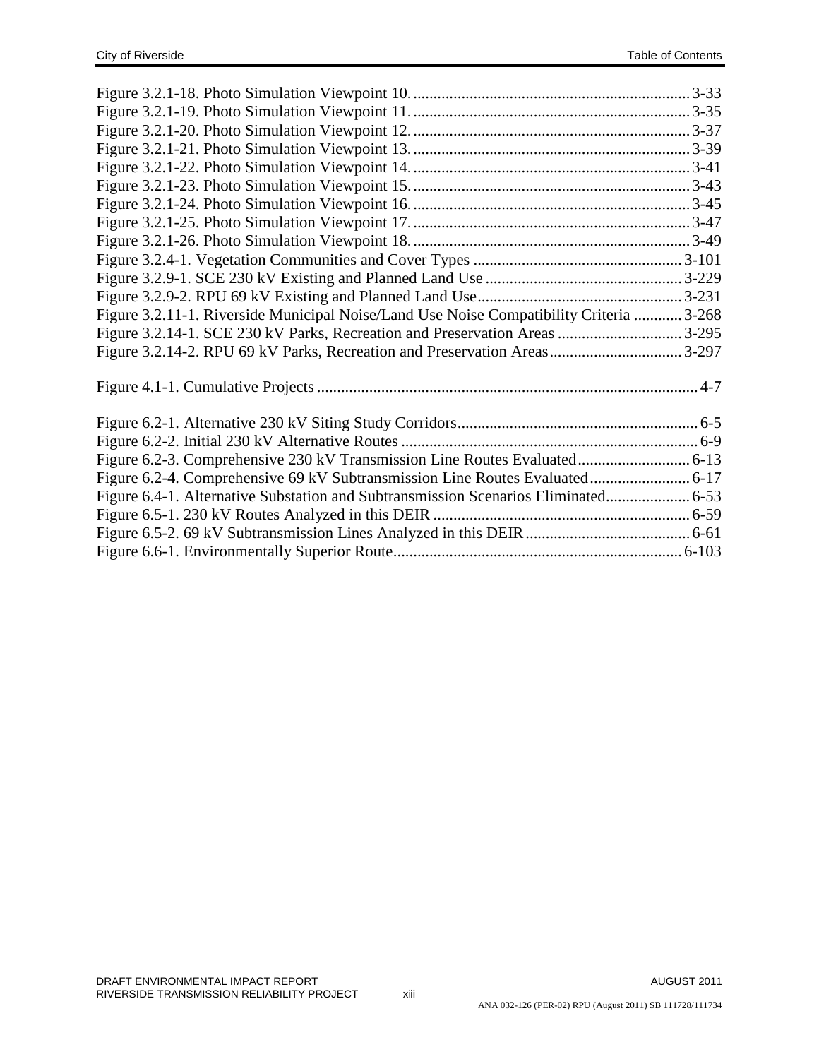Figure 3.2.1-18. Photo Simulation Viewpoint 10. .................................................................... 3-33
Figure 3.2.1-19. Photo Simulation Viewpoint 11. .................................................................... 3-35
Figure 3.2.1-20. Photo Simulation Viewpoint 12. .................................................................... 3-37
Figure 3.2.1-21. Photo Simulation Viewpoint 13. .................................................................... 3-39
Figure 3.2.1-22. Photo Simulation Viewpoint 14. .................................................................... 3-41
Figure 3.2.1-23. Photo Simulation Viewpoint 15. .................................................................... 3-43
Figure 3.2.1-24. Photo Simulation Viewpoint 16. .................................................................... 3-45
Figure 3.2.1-25. Photo Simulation Viewpoint 17. .................................................................... 3-47
Figure 3.2.1-26. Photo Simulation Viewpoint 18. .................................................................... 3-49
Figure 3.2.4-1. Vegetation Communities and Cover Types ..................................................... 3-101
Figure 3.2.9-1. SCE 230 kV Existing and Planned Land Use ................................................. 3-229
Figure 3.2.9-2. RPU 69 kV Existing and Planned Land Use .................................................. 3-231
Figure 3.2.11-1. Riverside Municipal Noise/Land Use Noise Compatibility Criteria ............ 3-268
Figure 3.2.14-1. SCE 230 kV Parks, Recreation and Preservation Areas ............................... 3-295
Figure 3.2.14-2. RPU 69 kV Parks, Recreation and Preservation Areas ................................. 3-297

Figure 4.1-1. Cumulative Projects .............................................................................................. 4-7

Figure 6.2-1. Alternative 230 kV Siting Study Corridors ........................................................... 6-5
Figure 6.2-2. Initial 230 kV Alternative Routes ......................................................................... 6-9
Figure 6.2-3. Comprehensive 230 kV Transmission Line Routes Evaluated ........................... 6-13
Figure 6.2-4. Comprehensive 69 kV Subtransmission Line Routes Evaluated ......................... 6-17
Figure 6.4-1. Alternative Substation and Subtransmission Scenarios Eliminated ..................... 6-53
Figure 6.5-1. 230 kV Routes Analyzed in this DEIR ............................................................... 6-59
Figure 6.5-2. 69 kV Subtransmission Lines Analyzed in this DEIR ......................................... 6-61
Figure 6.6-1. Environmentally Superior Route ....................................................................... 6-103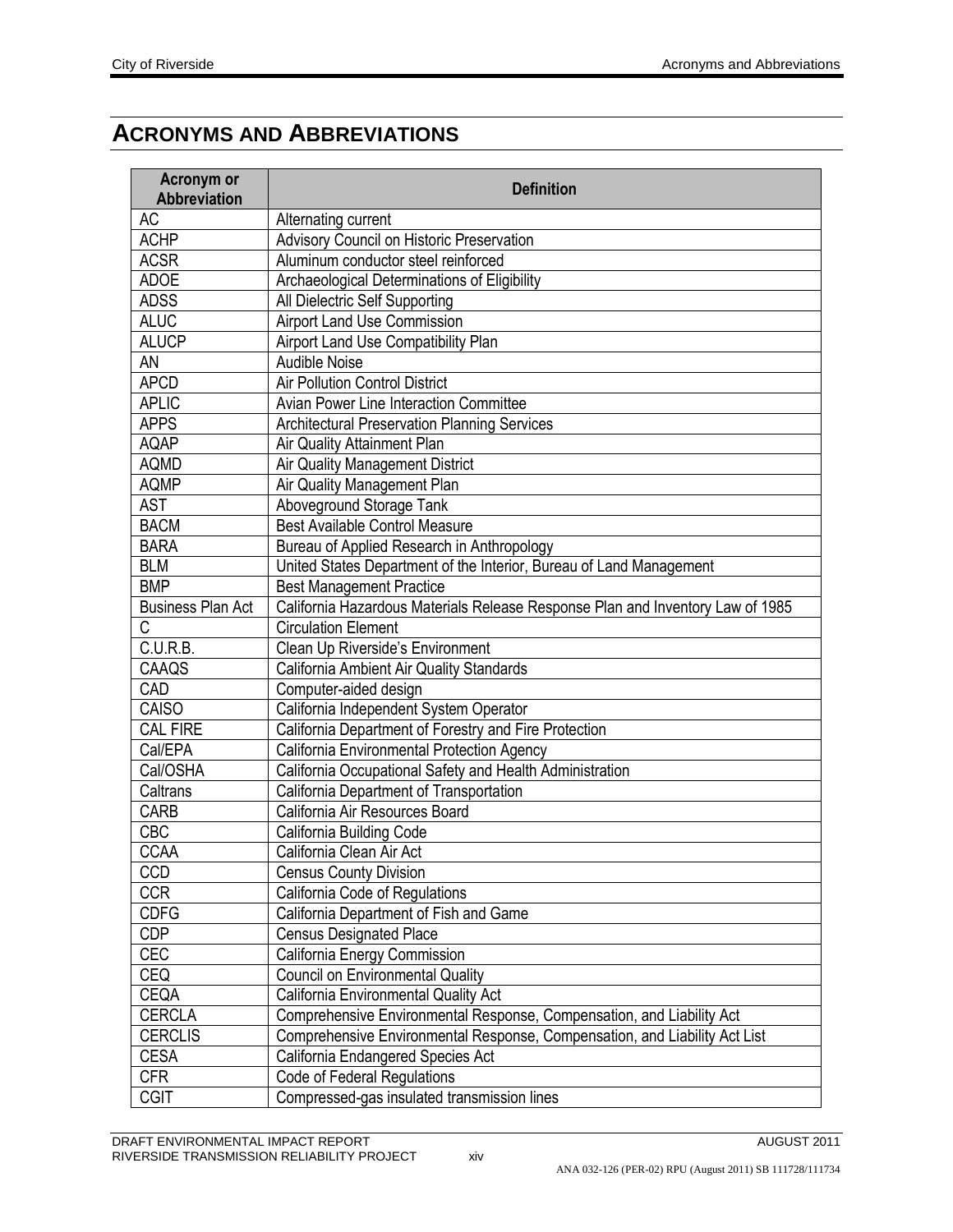# ACRONYMS AND ABBREVIATIONS

| Acronym or Abbreviation | Definition |
|---|---|
| AC | Alternating current |
| ACHP | Advisory Council on Historic Preservation |
| ACSR | Aluminum conductor steel reinforced |
| ADOE | Archaeological Determinations of Eligibility |
| ADSS | All Dielectric Self Supporting |
| ALUC | Airport Land Use Commission |
| ALUCP | Airport Land Use Compatibility Plan |
| AN | Audible Noise |
| APCD | Air Pollution Control District |
| APLIC | Avian Power Line Interaction Committee |
| APPS | Architectural Preservation Planning Services |
| AQAP | Air Quality Attainment Plan |
| AQMD | Air Quality Management District |
| AQMP | Air Quality Management Plan |
| AST | Aboveground Storage Tank |
| BACM | Best Available Control Measure |
| BARA | Bureau of Applied Research in Anthropology |
| BLM | United States Department of the Interior, Bureau of Land Management |
| BMP | Best Management Practice |
| Business Plan Act | California Hazardous Materials Release Response Plan and Inventory Law of 1985 |
| C | Circulation Element |
| C.U.R.B. | Clean Up Riverside's Environment |
| CAAQS | California Ambient Air Quality Standards |
| CAD | Computer-aided design |
| CAISO | California Independent System Operator |
| CAL FIRE | California Department of Forestry and Fire Protection |
| Cal/EPA | California Environmental Protection Agency |
| Cal/OSHA | California Occupational Safety and Health Administration |
| Caltrans | California Department of Transportation |
| CARB | California Air Resources Board |
| CBC | California Building Code |
| CCAA | California Clean Air Act |
| CCD | Census County Division |
| CCR | California Code of Regulations |
| CDFG | California Department of Fish and Game |
| CDP | Census Designated Place |
| CEC | California Energy Commission |
| CEQ | Council on Environmental Quality |
| CEQA | California Environmental Quality Act |
| CERCLA | Comprehensive Environmental Response, Compensation, and Liability Act |
| CERCLIS | Comprehensive Environmental Response, Compensation, and Liability Act List |
| CESA | California Endangered Species Act |
| CFR | Code of Federal Regulations |
| CGIT | Compressed-gas insulated transmission lines |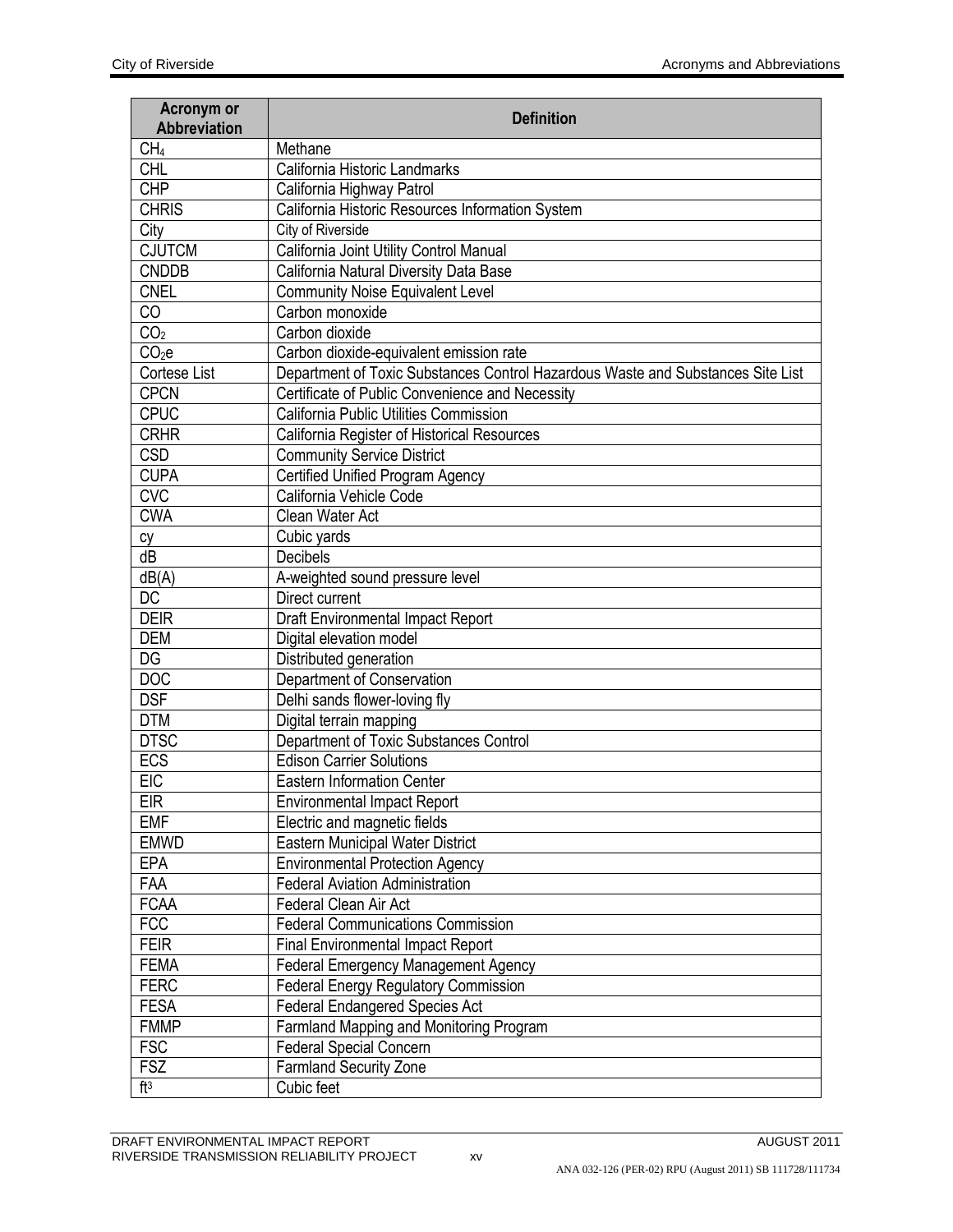| Acronym or Abbreviation | Definition |
| --- | --- |
| $CH_4$ | Methane |
| CHL | California Historic Landmarks |
| CHP | California Highway Patrol |
| CHRIS | California Historic Resources Information System |
| City | City of Riverside |
| CJUTCM | California Joint Utility Control Manual |
| CNDDB | California Natural Diversity Data Base |
| CNEL | Community Noise Equivalent Level |
| CO | Carbon monoxide |
| $CO_2$ | Carbon dioxide |
| $CO_2e$ | Carbon dioxide-equivalent emission rate |
| Cortese List | Department of Toxic Substances Control Hazardous Waste and Substances Site List |
| CPCN | Certificate of Public Convenience and Necessity |
| CPUC | California Public Utilities Commission |
| CRHR | California Register of Historical Resources |
| CSD | Community Service District |
| CUPA | Certified Unified Program Agency |
| CVC | California Vehicle Code |
| CWA | Clean Water Act |
| cy | Cubic yards |
| dB | Decibels |
| dB(A) | A-weighted sound pressure level |
| DC | Direct current |
| DEIR | Draft Environmental Impact Report |
| DEM | Digital elevation model |
| DG | Distributed generation |
| DOC | Department of Conservation |
| DSF | Delhi sands flower-loving fly |
| DTM | Digital terrain mapping |
| DTSC | Department of Toxic Substances Control |
| ECS | Edison Carrier Solutions |
| EIC | Eastern Information Center |
| EIR | Environmental Impact Report |
| EMF | Electric and magnetic fields |
| EMWD | Eastern Municipal Water District |
| EPA | Environmental Protection Agency |
| FAA | Federal Aviation Administration |
| FCAA | Federal Clean Air Act |
| FCC | Federal Communications Commission |
| FEIR | Final Environmental Impact Report |
| FEMA | Federal Emergency Management Agency |
| FERC | Federal Energy Regulatory Commission |
| FESA | Federal Endangered Species Act |
| FMMP | Farmland Mapping and Monitoring Program |
| FSC | Federal Special Concern |
| FSZ | Farmland Security Zone |
| $ft^3$ | Cubic feet |

ANA 032-126 (PER-02) RPU (August 2011) SB 111728/111734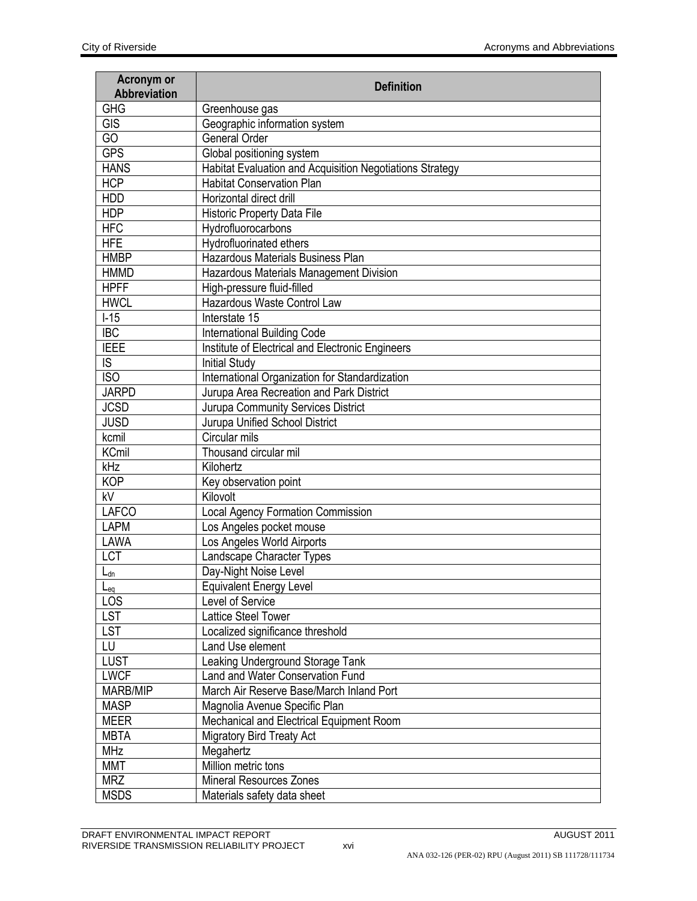| Acronym or Abbreviation | Definition |
|---|---|
| GHG | Greenhouse gas |
| GIS | Geographic information system |
| GO | General Order |
| GPS | Global positioning system |
| HANS | Habitat Evaluation and Acquisition Negotiations Strategy |
| HCP | Habitat Conservation Plan |
| HDD | Horizontal direct drill |
| HDP | Historic Property Data File |
| HFC | Hydrofluorocarbons |
| HFE | Hydrofluorinated ethers |
| HMBP | Hazardous Materials Business Plan |
| HMMD | Hazardous Materials Management Division |
| HPFF | High-pressure fluid-filled |
| HWCL | Hazardous Waste Control Law |
| I-15 | Interstate 15 |
| IBC | International Building Code |
| IEEE | Institute of Electrical and Electronic Engineers |
| IS | Initial Study |
| ISO | International Organization for Standardization |
| JARPD | Jurupa Area Recreation and Park District |
| JCSD | Jurupa Community Services District |
| JUSD | Jurupa Unified School District |
| kcmil | Circular mils |
| KCmil | Thousand circular mil |
| kHz | Kilohertz |
| KOP | Key observation point |
| kV | Kilovolt |
| LAFCO | Local Agency Formation Commission |
| LAPM | Los Angeles pocket mouse |
| LAWA | Los Angeles World Airports |
| LCT | Landscape Character Types |
| $L_{dn}$ | Day-Night Noise Level |
| $L_{eq}$ | Equivalent Energy Level |
| LOS | Level of Service |
| LST | Lattice Steel Tower |
| LST | Localized significance threshold |
| LU | Land Use element |
| LUST | Leaking Underground Storage Tank |
| LWCF | Land and Water Conservation Fund |
| MARB/MIP | March Air Reserve Base/March Inland Port |
| MASP | Magnolia Avenue Specific Plan |
| MEER | Mechanical and Electrical Equipment Room |
| MBTA | Migratory Bird Treaty Act |
| MHz | Megahertz |
| MMT | Million metric tons |
| MRZ | Mineral Resources Zones |
| MSDS | Materials safety data sheet |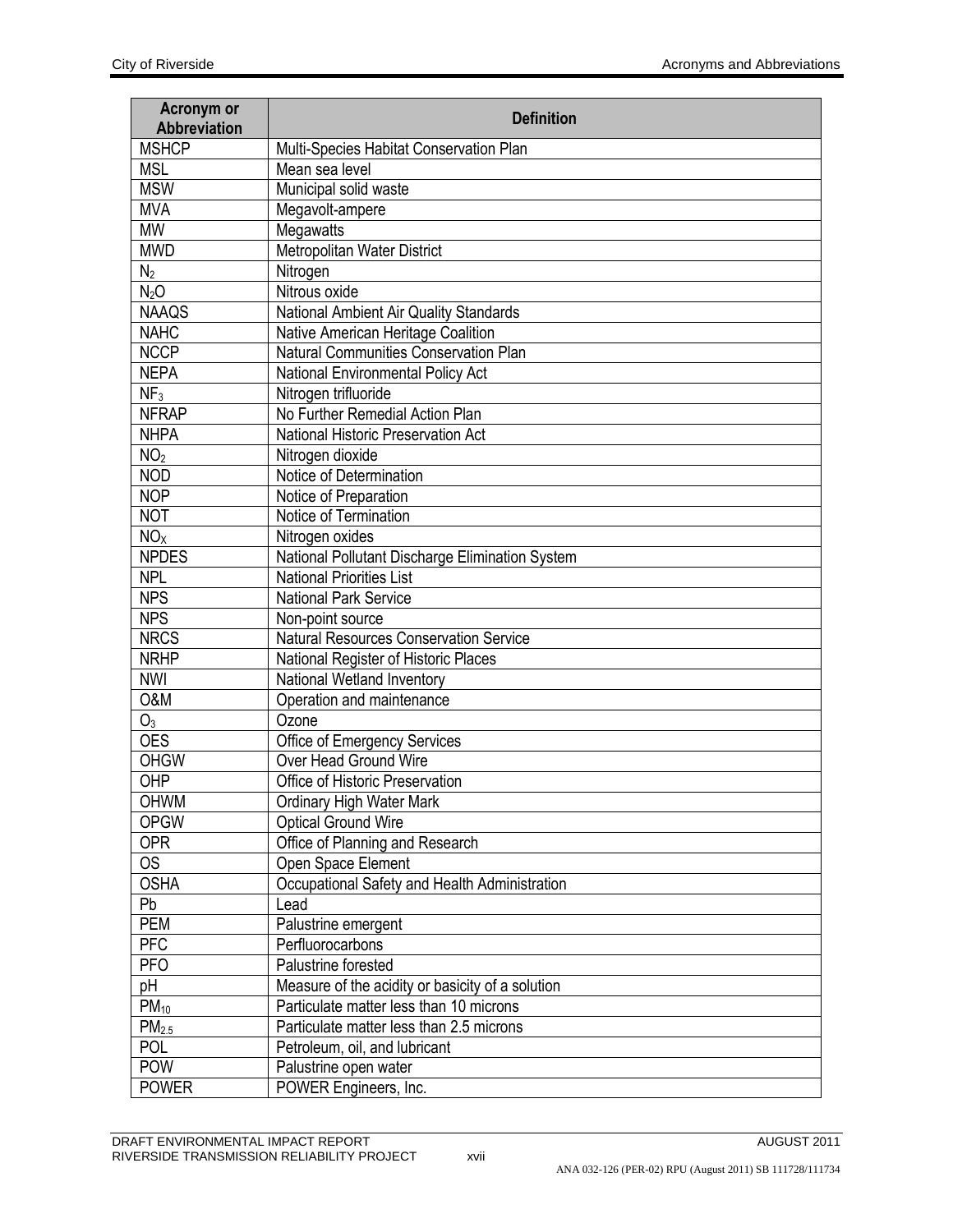| Acronym or Abbreviation | Definition |
| --- | --- |
| MSHCP | Multi-Species Habitat Conservation Plan |
| MSL | Mean sea level |
| MSW | Municipal solid waste |
| MVA | Megavolt-ampere |
| MW | Megawatts |
| MWD | Metropolitan Water District |
| $N_2$ | Nitrogen |
| $N_2O$ | Nitrous oxide |
| NAAQS | National Ambient Air Quality Standards |
| NAHC | Native American Heritage Coalition |
| NCCP | Natural Communities Conservation Plan |
| NEPA | National Environmental Policy Act |
| $NF_3$ | Nitrogen trifluoride |
| NFRAP | No Further Remedial Action Plan |
| NHPA | National Historic Preservation Act |
| $NO_2$ | Nitrogen dioxide |
| NOD | Notice of Determination |
| NOP | Notice of Preparation |
| NOT | Notice of Termination |
| $NO_X$ | Nitrogen oxides |
| NPDES | National Pollutant Discharge Elimination System |
| NPL | National Priorities List |
| NPS | National Park Service |
| NPS | Non-point source |
| NRCS | Natural Resources Conservation Service |
| NRHP | National Register of Historic Places |
| NWI | National Wetland Inventory |
| O&M | Operation and maintenance |
| $O_3$ | Ozone |
| OES | Office of Emergency Services |
| OHGW | Over Head Ground Wire |
| OHP | Office of Historic Preservation |
| OHWM | Ordinary High Water Mark |
| OPGW | Optical Ground Wire |
| OPR | Office of Planning and Research |
| OS | Open Space Element |
| OSHA | Occupational Safety and Health Administration |
| Pb | Lead |
| PEM | Palustrine emergent |
| PFC | Perfluorocarbons |
| PFO | Palustrine forested |
| pH | Measure of the acidity or basicity of a solution |
| $PM_{10}$ | Particulate matter less than 10 microns |
| $PM_{2.5}$ | Particulate matter less than 2.5 microns |
| POL | Petroleum, oil, and lubricant |
| POW | Palustrine open water |
| POWER | POWER Engineers, Inc. |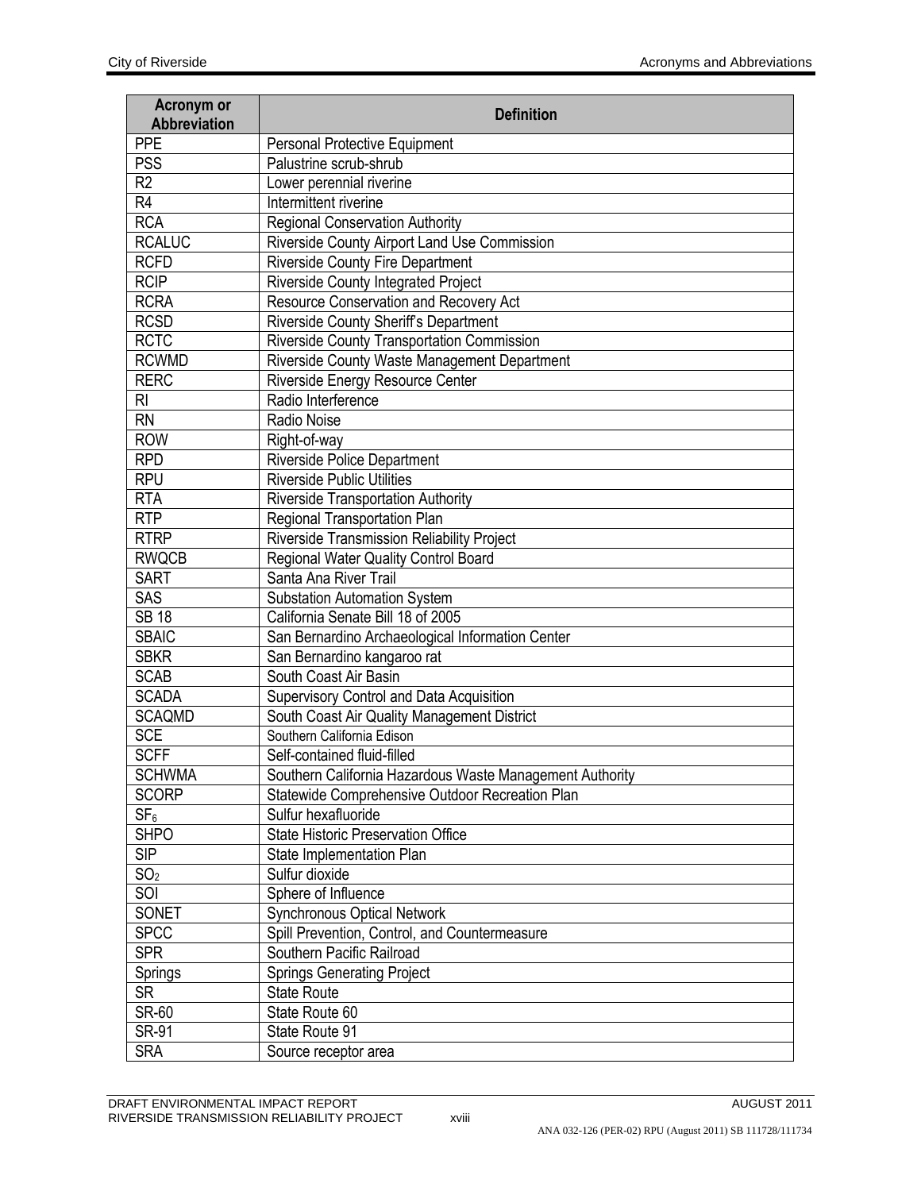| Acronym or Abbreviation | Definition |
| --- | --- |
| PPE | Personal Protective Equipment |
| PSS | Palustrine scrub-shrub |
| R2 | Lower perennial riverine |
| R4 | Intermittent riverine |
| RCA | Regional Conservation Authority |
| RCALUC | Riverside County Airport Land Use Commission |
| RCFD | Riverside County Fire Department |
| RCIP | Riverside County Integrated Project |
| RCRA | Resource Conservation and Recovery Act |
| RCSD | Riverside County Sheriff's Department |
| RCTC | Riverside County Transportation Commission |
| RCWMD | Riverside County Waste Management Department |
| RERC | Riverside Energy Resource Center |
| RI | Radio Interference |
| RN | Radio Noise |
| ROW | Right-of-way |
| RPD | Riverside Police Department |
| RPU | Riverside Public Utilities |
| RTA | Riverside Transportation Authority |
| RTP | Regional Transportation Plan |
| RTRP | Riverside Transmission Reliability Project |
| RWQCB | Regional Water Quality Control Board |
| SART | Santa Ana River Trail |
| SAS | Substation Automation System |
| SB 18 | California Senate Bill 18 of 2005 |
| SBAIC | San Bernardino Archaeological Information Center |
| SBKR | San Bernardino kangaroo rat |
| SCAB | South Coast Air Basin |
| SCADA | Supervisory Control and Data Acquisition |
| SCAQMD | South Coast Air Quality Management District |
| SCE | Southern California Edison |
| SCFF | Self-contained fluid-filled |
| SCHWMA | Southern California Hazardous Waste Management Authority |
| SCORP | Statewide Comprehensive Outdoor Recreation Plan |
| $SF_6$ | Sulfur hexafluoride |
| SHPO | State Historic Preservation Office |
| SIP | State Implementation Plan |
| $SO_2$ | Sulfur dioxide |
| SOI | Sphere of Influence |
| SONET | Synchronous Optical Network |
| SPCC | Spill Prevention, Control, and Countermeasure |
| SPR | Southern Pacific Railroad |
| Springs | Springs Generating Project |
| SR | State Route |
| SR-60 | State Route 60 |
| SR-91 | State Route 91 |
| SRA | Source receptor area |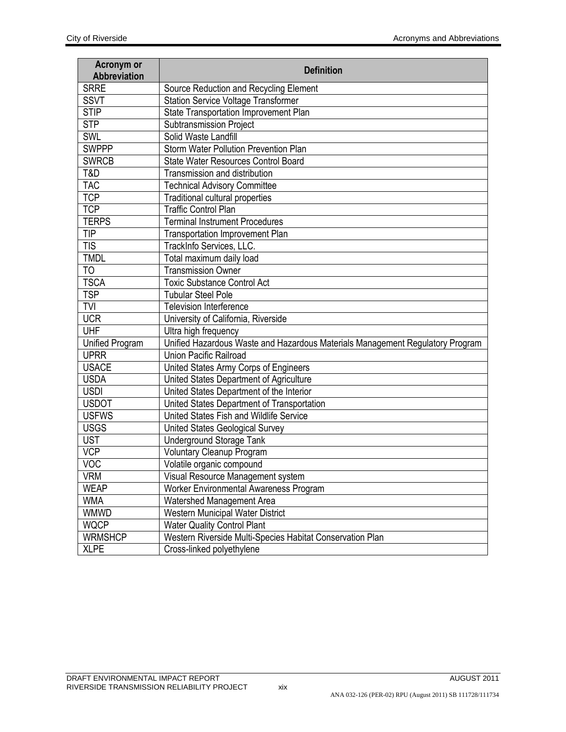| Acronym or Abbreviation | Definition |
|---|---|
| SRRE | Source Reduction and Recycling Element |
| SSVT | Station Service Voltage Transformer |
| STIP | State Transportation Improvement Plan |
| STP | Subtransmission Project |
| SWL | Solid Waste Landfill |
| SWPPP | Storm Water Pollution Prevention Plan |
| SWRCB | State Water Resources Control Board |
| T&D | Transmission and distribution |
| TAC | Technical Advisory Committee |
| TCP | Traditional cultural properties |
| TCP | Traffic Control Plan |
| TERPS | Terminal Instrument Procedures |
| TIP | Transportation Improvement Plan |
| TIS | TrackInfo Services, LLC. |
| TMDL | Total maximum daily load |
| TO | Transmission Owner |
| TSCA | Toxic Substance Control Act |
| TSP | Tubular Steel Pole |
| TVI | Television Interference |
| UCR | University of California, Riverside |
| UHF | Ultra high frequency |
| Unified Program | Unified Hazardous Waste and Hazardous Materials Management Regulatory Program |
| UPRR | Union Pacific Railroad |
| USACE | United States Army Corps of Engineers |
| USDA | United States Department of Agriculture |
| USDI | United States Department of the Interior |
| USDOT | United States Department of Transportation |
| USFWS | United States Fish and Wildlife Service |
| USGS | United States Geological Survey |
| UST | Underground Storage Tank |
| VCP | Voluntary Cleanup Program |
| VOC | Volatile organic compound |
| VRM | Visual Resource Management system |
| WEAP | Worker Environmental Awareness Program |
| WMA | Watershed Management Area |
| WMWD | Western Municipal Water District |
| WQCP | Water Quality Control Plant |
| WRMSHCP | Western Riverside Multi-Species Habitat Conservation Plan |
| XLPE | Cross-linked polyethylene |